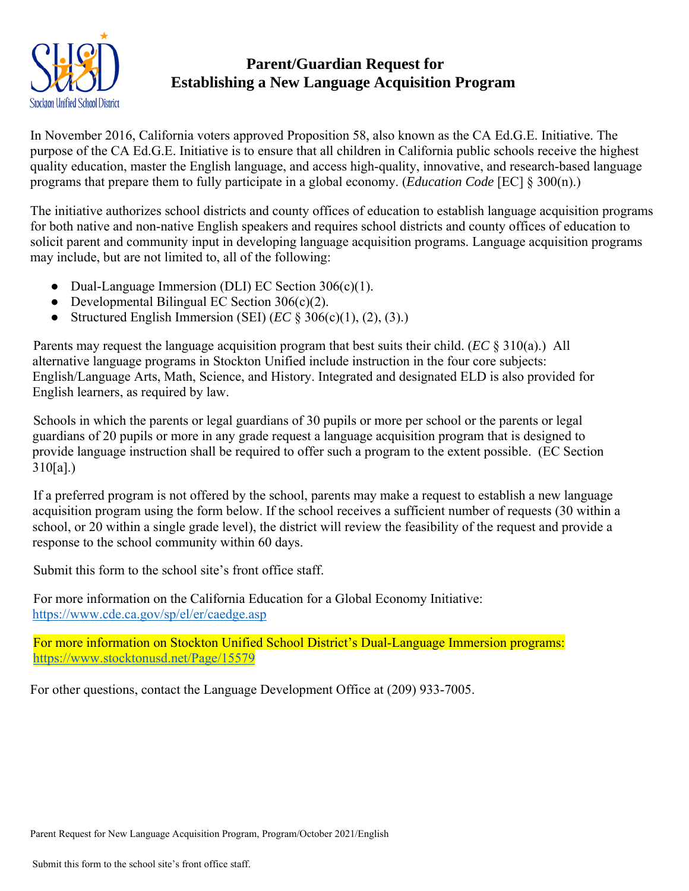# Parent/Guardian Request for Establishing a New Language Acquisition Program

In November 2016, California voters approved Proposition 58, also known as the CA Ed.G.E. Initiative. The purpose of the CA Ed.G.E. Initiative is to ensure that all children in California public schools receive the highest quality education, master the English language, and access high-quality, innovative, and research-based language programs that prepare them to fully participate in a global economy. (*Education Code* [EC] § 300(n).)

The initiative authorizes school districts and county offices of education to establish language acquisition programs for both native and non-native English speakers and requires school districts and county offices of education to solicit parent and community input in developing language acquisition programs. Language acquisition programs may include, but are not limited to, all of the following:

- Dual-Language Immersion (DLI) EC Section 306(c)(1).
- Developmental Bilingual EC Section 306(c)(2).
- Structured English Immersion (SEI) (*EC* § 306(c)(1), (2), (3).)

Parents may request the language acquisition program that best suits their child. (*EC* § 310(a).) All alternative language programs in Stockton Unified include instruction in the four core subjects: English/Language Arts, Math, Science, and History. Integrated and designated ELD is also provided for English learners, as required by law.

Schools in which the parents or legal guardians of 30 pupils or more per school or the parents or legal guardians of 20 pupils or more in any grade request a language acquisition program that is designed to provide language instruction shall be required to offer such a program to the extent possible. (EC Section 310[a].)

If a preferred program is not offered by the school, parents may make a request to establish a new language acquisition program using the form below. If the school receives a sufficient number of requests (30 within a school, or 20 within a single grade level), the district will review the feasibility of the request and provide a response to the school community within 60 days.

Submit this form to the school site's front office staff.

For more information on the California Education for a Global Economy Initiative:
https://www.cde.ca.gov/sp/el/er/caedge.asp

For more information on Stockton Unified School District's Dual-Language Immersion programs:
https://www.stocktonusd.net/Page/15579

For other questions, contact the Language Development Office at (209) 933-7005.

Parent Request for New Language Acquisition Program, Program/October 2021/English

Submit this form to the school site's front office staff.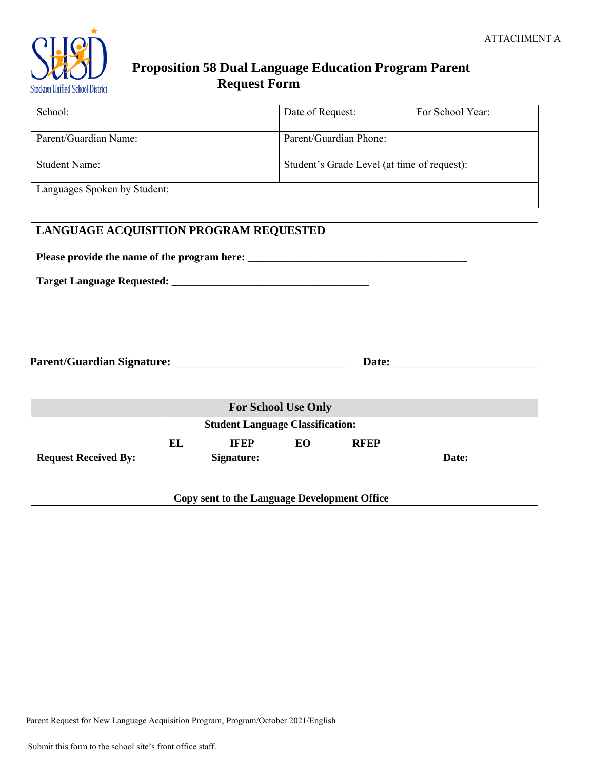ATTACHMENT A

Stockton Unified School District

# Proposition 58 Dual Language Education Program Parent Request Form

| | | |
|---|---|---|
| School: | Date of Request: | For School Year: |
| Parent/Guardian Name: | Parent/Guardian Phone: | |
| Student Name: | Student's Grade Level (at time of request): | |
| Languages Spoken by Student: | | |

**LANGUAGE ACQUISITION PROGRAM REQUESTED**

**Please provide the name of the program here:** ________________________________________

**Target Language Requested:** ____________________________________

**Parent/Guardian Signature:** ______________________________ **Date:** ________________________

| **For School Use Only** | | |
|---|---|---|
| **Student Language Classification:** EL IFEP EO RFEP | | |
| **Request Received By:** | **Signature:** | **Date:** |
| **Copy sent to the Language Development Office** | | |

Parent Request for New Language Acquisition Program, Program/October 2021/English

Submit this form to the school site's front office staff.